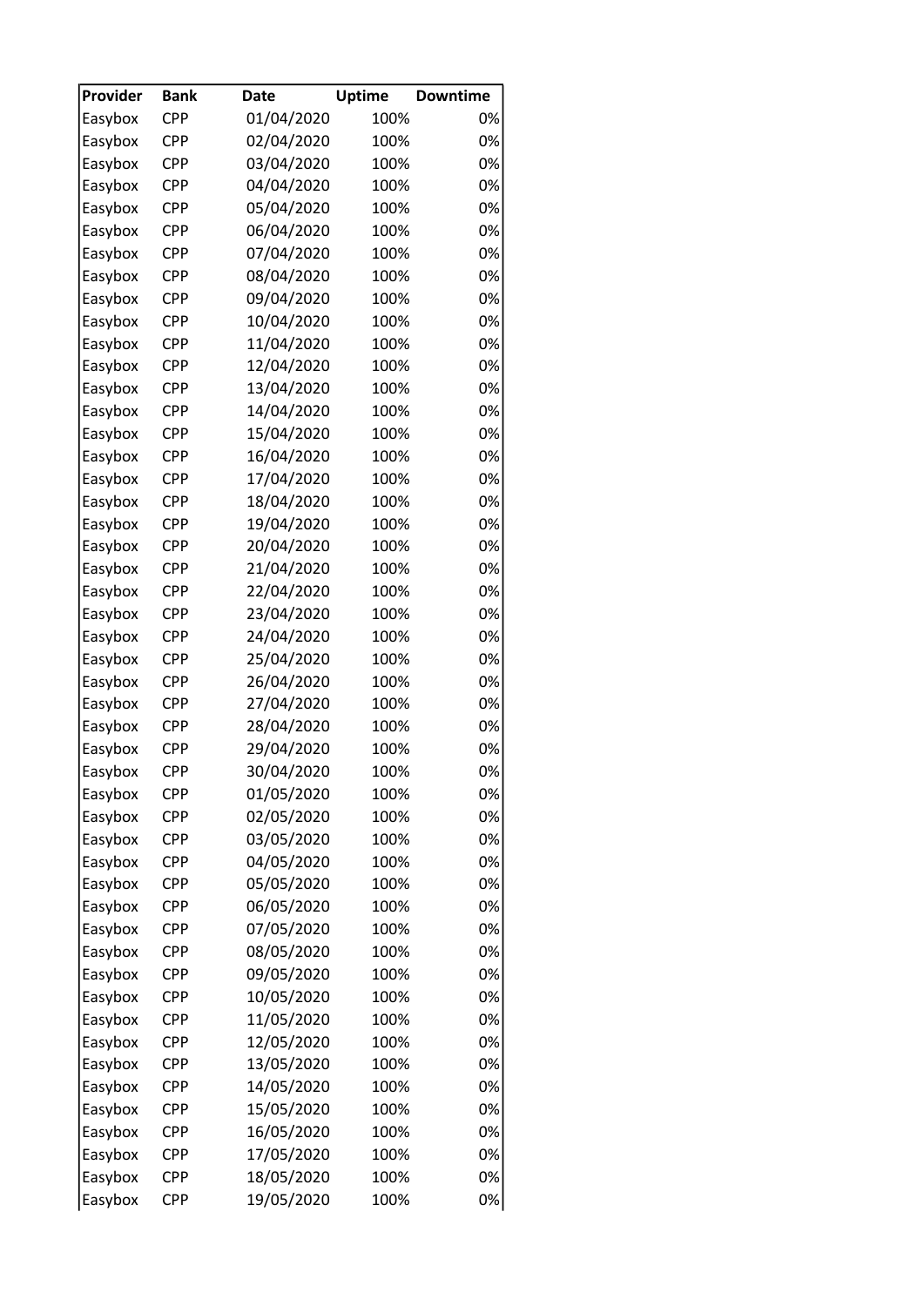| Provider | Bank | Date | Uptime | Downtime |
| --- | --- | --- | --- | --- |
| Easybox | CPP | 01/04/2020 | 100% | 0% |
| Easybox | CPP | 02/04/2020 | 100% | 0% |
| Easybox | CPP | 03/04/2020 | 100% | 0% |
| Easybox | CPP | 04/04/2020 | 100% | 0% |
| Easybox | CPP | 05/04/2020 | 100% | 0% |
| Easybox | CPP | 06/04/2020 | 100% | 0% |
| Easybox | CPP | 07/04/2020 | 100% | 0% |
| Easybox | CPP | 08/04/2020 | 100% | 0% |
| Easybox | CPP | 09/04/2020 | 100% | 0% |
| Easybox | CPP | 10/04/2020 | 100% | 0% |
| Easybox | CPP | 11/04/2020 | 100% | 0% |
| Easybox | CPP | 12/04/2020 | 100% | 0% |
| Easybox | CPP | 13/04/2020 | 100% | 0% |
| Easybox | CPP | 14/04/2020 | 100% | 0% |
| Easybox | CPP | 15/04/2020 | 100% | 0% |
| Easybox | CPP | 16/04/2020 | 100% | 0% |
| Easybox | CPP | 17/04/2020 | 100% | 0% |
| Easybox | CPP | 18/04/2020 | 100% | 0% |
| Easybox | CPP | 19/04/2020 | 100% | 0% |
| Easybox | CPP | 20/04/2020 | 100% | 0% |
| Easybox | CPP | 21/04/2020 | 100% | 0% |
| Easybox | CPP | 22/04/2020 | 100% | 0% |
| Easybox | CPP | 23/04/2020 | 100% | 0% |
| Easybox | CPP | 24/04/2020 | 100% | 0% |
| Easybox | CPP | 25/04/2020 | 100% | 0% |
| Easybox | CPP | 26/04/2020 | 100% | 0% |
| Easybox | CPP | 27/04/2020 | 100% | 0% |
| Easybox | CPP | 28/04/2020 | 100% | 0% |
| Easybox | CPP | 29/04/2020 | 100% | 0% |
| Easybox | CPP | 30/04/2020 | 100% | 0% |
| Easybox | CPP | 01/05/2020 | 100% | 0% |
| Easybox | CPP | 02/05/2020 | 100% | 0% |
| Easybox | CPP | 03/05/2020 | 100% | 0% |
| Easybox | CPP | 04/05/2020 | 100% | 0% |
| Easybox | CPP | 05/05/2020 | 100% | 0% |
| Easybox | CPP | 06/05/2020 | 100% | 0% |
| Easybox | CPP | 07/05/2020 | 100% | 0% |
| Easybox | CPP | 08/05/2020 | 100% | 0% |
| Easybox | CPP | 09/05/2020 | 100% | 0% |
| Easybox | CPP | 10/05/2020 | 100% | 0% |
| Easybox | CPP | 11/05/2020 | 100% | 0% |
| Easybox | CPP | 12/05/2020 | 100% | 0% |
| Easybox | CPP | 13/05/2020 | 100% | 0% |
| Easybox | CPP | 14/05/2020 | 100% | 0% |
| Easybox | CPP | 15/05/2020 | 100% | 0% |
| Easybox | CPP | 16/05/2020 | 100% | 0% |
| Easybox | CPP | 17/05/2020 | 100% | 0% |
| Easybox | CPP | 18/05/2020 | 100% | 0% |
| Easybox | CPP | 19/05/2020 | 100% | 0% |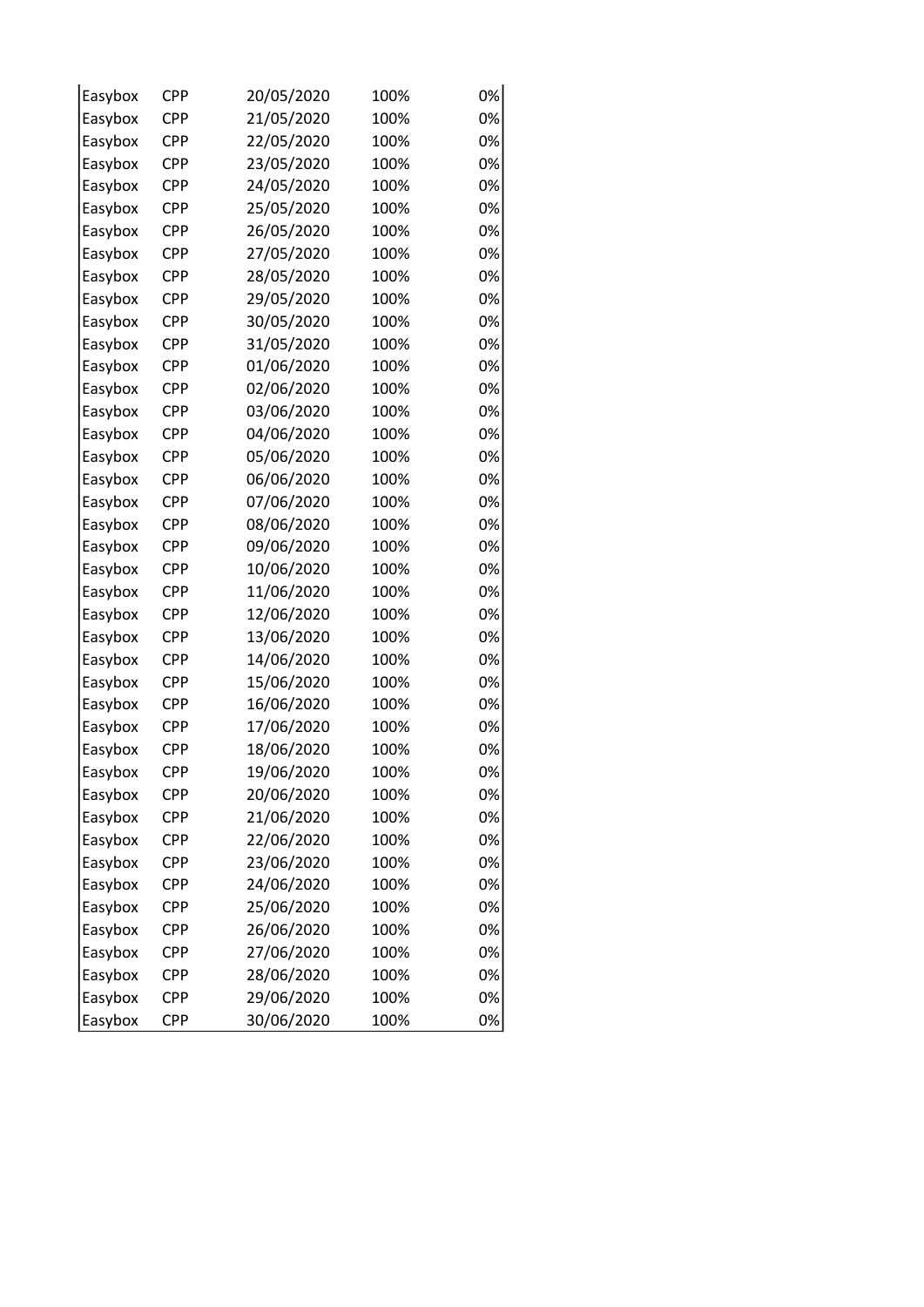| | | | | |
|---|---|---|---|---|
| Easybox | CPP | 20/05/2020 | 100% | 0% |
| Easybox | CPP | 21/05/2020 | 100% | 0% |
| Easybox | CPP | 22/05/2020 | 100% | 0% |
| Easybox | CPP | 23/05/2020 | 100% | 0% |
| Easybox | CPP | 24/05/2020 | 100% | 0% |
| Easybox | CPP | 25/05/2020 | 100% | 0% |
| Easybox | CPP | 26/05/2020 | 100% | 0% |
| Easybox | CPP | 27/05/2020 | 100% | 0% |
| Easybox | CPP | 28/05/2020 | 100% | 0% |
| Easybox | CPP | 29/05/2020 | 100% | 0% |
| Easybox | CPP | 30/05/2020 | 100% | 0% |
| Easybox | CPP | 31/05/2020 | 100% | 0% |
| Easybox | CPP | 01/06/2020 | 100% | 0% |
| Easybox | CPP | 02/06/2020 | 100% | 0% |
| Easybox | CPP | 03/06/2020 | 100% | 0% |
| Easybox | CPP | 04/06/2020 | 100% | 0% |
| Easybox | CPP | 05/06/2020 | 100% | 0% |
| Easybox | CPP | 06/06/2020 | 100% | 0% |
| Easybox | CPP | 07/06/2020 | 100% | 0% |
| Easybox | CPP | 08/06/2020 | 100% | 0% |
| Easybox | CPP | 09/06/2020 | 100% | 0% |
| Easybox | CPP | 10/06/2020 | 100% | 0% |
| Easybox | CPP | 11/06/2020 | 100% | 0% |
| Easybox | CPP | 12/06/2020 | 100% | 0% |
| Easybox | CPP | 13/06/2020 | 100% | 0% |
| Easybox | CPP | 14/06/2020 | 100% | 0% |
| Easybox | CPP | 15/06/2020 | 100% | 0% |
| Easybox | CPP | 16/06/2020 | 100% | 0% |
| Easybox | CPP | 17/06/2020 | 100% | 0% |
| Easybox | CPP | 18/06/2020 | 100% | 0% |
| Easybox | CPP | 19/06/2020 | 100% | 0% |
| Easybox | CPP | 20/06/2020 | 100% | 0% |
| Easybox | CPP | 21/06/2020 | 100% | 0% |
| Easybox | CPP | 22/06/2020 | 100% | 0% |
| Easybox | CPP | 23/06/2020 | 100% | 0% |
| Easybox | CPP | 24/06/2020 | 100% | 0% |
| Easybox | CPP | 25/06/2020 | 100% | 0% |
| Easybox | CPP | 26/06/2020 | 100% | 0% |
| Easybox | CPP | 27/06/2020 | 100% | 0% |
| Easybox | CPP | 28/06/2020 | 100% | 0% |
| Easybox | CPP | 29/06/2020 | 100% | 0% |
| Easybox | CPP | 30/06/2020 | 100% | 0% |